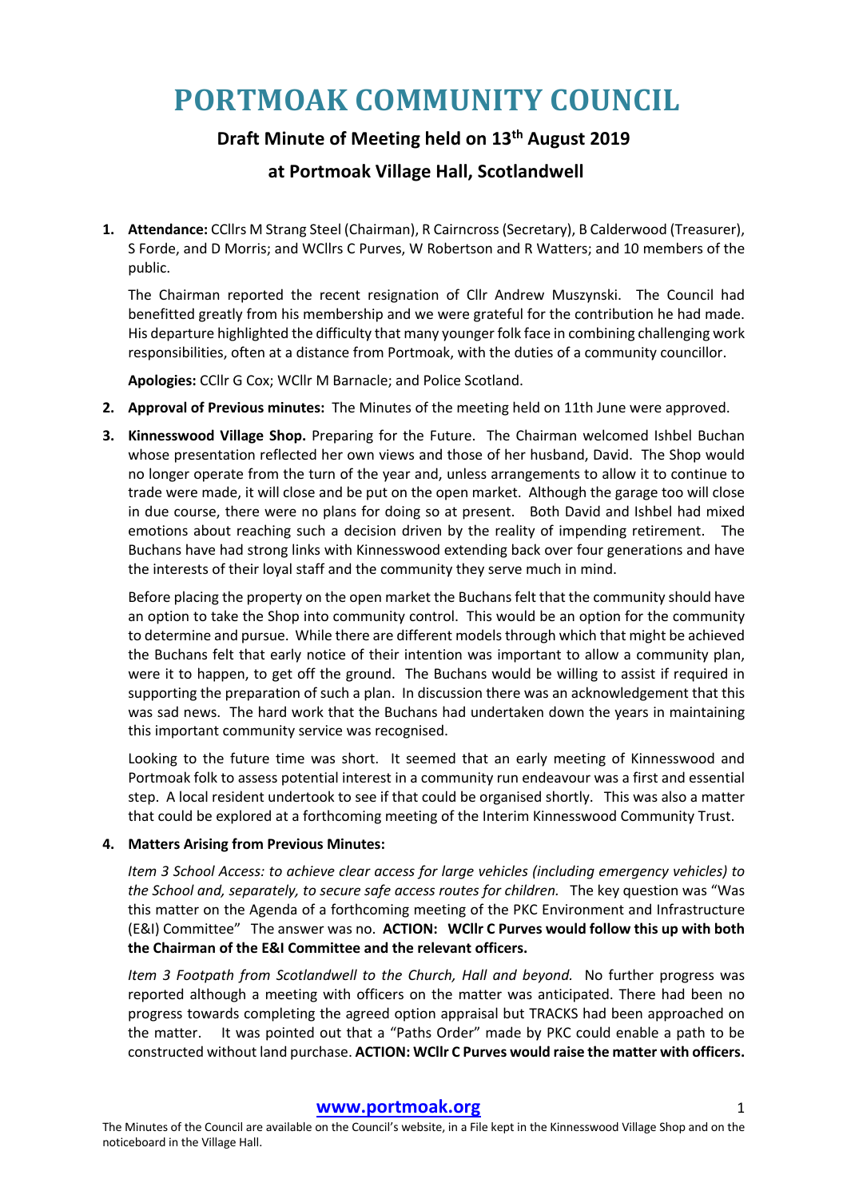# PORTMOAK COMMUNITY COUNCIL

## Draft Minute of Meeting held on 13th August 2019

## at Portmoak Village Hall, Scotlandwell

1. **Attendance:** CCllrs M Strang Steel (Chairman), R Cairncross (Secretary), B Calderwood (Treasurer), S Forde, and D Morris; and WCllrs C Purves, W Robertson and R Watters; and 10 members of the public.

   The Chairman reported the recent resignation of Cllr Andrew Muszynski. The Council had benefitted greatly from his membership and we were grateful for the contribution he had made. His departure highlighted the difficulty that many younger folk face in combining challenging work responsibilities, often at a distance from Portmoak, with the duties of a community councillor.

   **Apologies:** CCllr G Cox; WCllr M Barnacle; and Police Scotland.

2. **Approval of Previous minutes:** The Minutes of the meeting held on 11th June were approved.

3. **Kinnesswood Village Shop.** Preparing for the Future. The Chairman welcomed Ishbel Buchan whose presentation reflected her own views and those of her husband, David. The Shop would no longer operate from the turn of the year and, unless arrangements to allow it to continue to trade were made, it will close and be put on the open market. Although the garage too will close in due course, there were no plans for doing so at present. Both David and Ishbel had mixed emotions about reaching such a decision driven by the reality of impending retirement. The Buchans have had strong links with Kinnesswood extending back over four generations and have the interests of their loyal staff and the community they serve much in mind.

   Before placing the property on the open market the Buchans felt that the community should have an option to take the Shop into community control. This would be an option for the community to determine and pursue. While there are different models through which that might be achieved the Buchans felt that early notice of their intention was important to allow a community plan, were it to happen, to get off the ground. The Buchans would be willing to assist if required in supporting the preparation of such a plan. In discussion there was an acknowledgement that this was sad news. The hard work that the Buchans had undertaken down the years in maintaining this important community service was recognised.

   Looking to the future time was short. It seemed that an early meeting of Kinnesswood and Portmoak folk to assess potential interest in a community run endeavour was a first and essential step. A local resident undertook to see if that could be organised shortly. This was also a matter that could be explored at a forthcoming meeting of the Interim Kinnesswood Community Trust.

4. **Matters Arising from Previous Minutes:**

   *Item 3 School Access: to achieve clear access for large vehicles (including emergency vehicles) to the School and, separately, to secure safe access routes for children.* The key question was "Was this matter on the Agenda of a forthcoming meeting of the PKC Environment and Infrastructure (E&I) Committee" The answer was no. **ACTION: WCllr C Purves would follow this up with both the Chairman of the E&I Committee and the relevant officers.**

   *Item 3 Footpath from Scotlandwell to the Church, Hall and beyond.* No further progress was reported although a meeting with officers on the matter was anticipated. There had been no progress towards completing the agreed option appraisal but TRACKS had been approached on the matter. It was pointed out that a "Paths Order" made by PKC could enable a path to be constructed without land purchase. **ACTION: WCllr C Purves would raise the matter with officers.**

The Minutes of the Council are available on the Council's website, in a File kept in the Kinnesswood Village Shop and on the noticeboard in the Village Hall.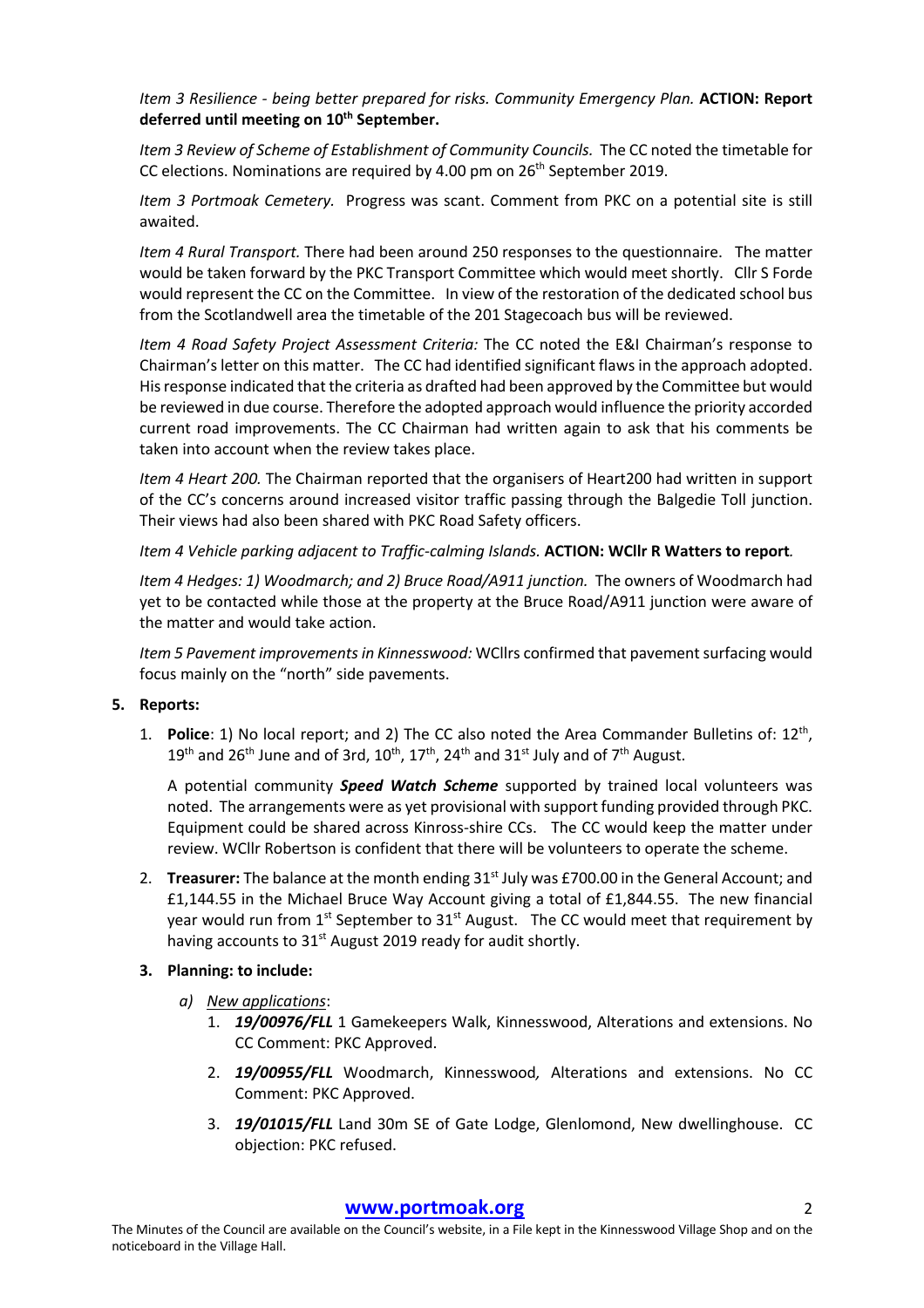*Item 3 Resilience - being better prepared for risks. Community Emergency Plan.* **ACTION: Report deferred until meeting on 10th September.**

*Item 3 Review of Scheme of Establishment of Community Councils.* The CC noted the timetable for CC elections. Nominations are required by 4.00 pm on 26th September 2019.

*Item 3 Portmoak Cemetery.* Progress was scant. Comment from PKC on a potential site is still awaited.

*Item 4 Rural Transport.* There had been around 250 responses to the questionnaire. The matter would be taken forward by the PKC Transport Committee which would meet shortly. Cllr S Forde would represent the CC on the Committee. In view of the restoration of the dedicated school bus from the Scotlandwell area the timetable of the 201 Stagecoach bus will be reviewed.

*Item 4 Road Safety Project Assessment Criteria:* The CC noted the E&I Chairman's response to Chairman's letter on this matter. The CC had identified significant flaws in the approach adopted. His response indicated that the criteria as drafted had been approved by the Committee but would be reviewed in due course. Therefore the adopted approach would influence the priority accorded current road improvements. The CC Chairman had written again to ask that his comments be taken into account when the review takes place.

*Item 4 Heart 200.* The Chairman reported that the organisers of Heart200 had written in support of the CC's concerns around increased visitor traffic passing through the Balgedie Toll junction. Their views had also been shared with PKC Road Safety officers.

*Item 4 Vehicle parking adjacent to Traffic-calming Islands.* **ACTION: WCllr R Watters to report***.*

*Item 4 Hedges: 1) Woodmarch; and 2) Bruce Road/A911 junction.* The owners of Woodmarch had yet to be contacted while those at the property at the Bruce Road/A911 junction were aware of the matter and would take action.

*Item 5 Pavement improvements in Kinnesswood:* WCllrs confirmed that pavement surfacing would focus mainly on the "north" side pavements.

**5. Reports:**

1. **Police**: 1) No local report; and 2) The CC also noted the Area Commander Bulletins of: 12th, 19th and 26th June and of 3rd, 10th, 17th, 24th and 31st July and of 7th August.

   A potential community ***Speed Watch Scheme*** supported by trained local volunteers was noted. The arrangements were as yet provisional with support funding provided through PKC. Equipment could be shared across Kinross-shire CCs. The CC would keep the matter under review. WCllr Robertson is confident that there will be volunteers to operate the scheme.

2. **Treasurer:** The balance at the month ending 31st July was £700.00 in the General Account; and £1,144.55 in the Michael Bruce Way Account giving a total of £1,844.55. The new financial year would run from 1st September to 31st August. The CC would meet that requirement by having accounts to 31st August 2019 ready for audit shortly.

**3. Planning: to include:**

a) *New applications*:
   1. ***19/00976/FLL*** 1 Gamekeepers Walk, Kinnesswood, Alterations and extensions. No CC Comment: PKC Approved.
   2. ***19/00955/FLL*** Woodmarch, Kinnesswood*,* Alterations and extensions. No CC Comment: PKC Approved.
   3. ***19/01015/FLL*** Land 30m SE of Gate Lodge, Glenlomond, New dwellinghouse. CC objection: PKC refused.

**www.portmoak.org**

The Minutes of the Council are available on the Council's website, in a File kept in the Kinnesswood Village Shop and on the noticeboard in the Village Hall.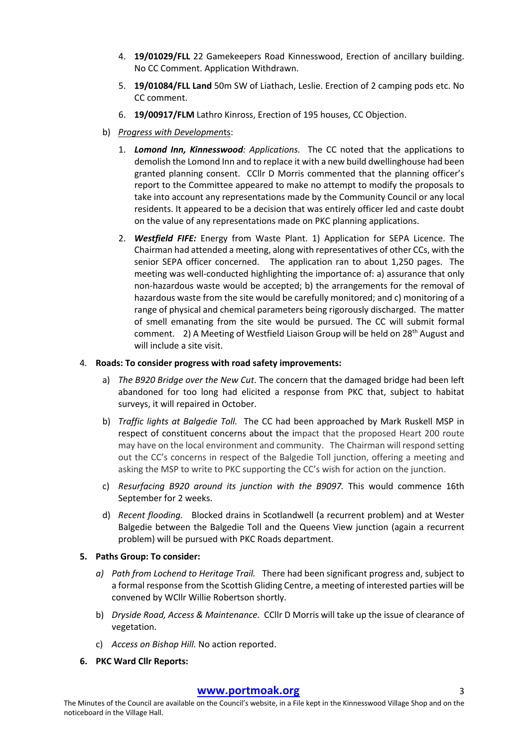4. **19/01029/FLL** 22 Gamekeepers Road Kinnesswood, Erection of ancillary building. No CC Comment. Application Withdrawn.
5. **19/01084/FLL Land** 50m SW of Liathach, Leslie. Erection of 2 camping pods etc. No CC comment.
6. **19/00917/FLM** Lathro Kinross, Erection of 195 houses, CC Objection.

b) <u>*Progress with Development*</u><u>s</u>:

1. ***Lomond Inn, Kinnesswood**: Applications.* The CC noted that the applications to demolish the Lomond Inn and to replace it with a new build dwellinghouse had been granted planning consent. CCllr D Morris commented that the planning officer's report to the Committee appeared to make no attempt to modify the proposals to take into account any representations made by the Community Council or any local residents. It appeared to be a decision that was entirely officer led and caste doubt on the value of any representations made on PKC planning applications.
2. ***Westfield FIFE:*** Energy from Waste Plant. 1) Application for SEPA Licence. The Chairman had attended a meeting, along with representatives of other CCs, with the senior SEPA officer concerned. The application ran to about 1,250 pages. The meeting was well-conducted highlighting the importance of: a) assurance that only non-hazardous waste would be accepted; b) the arrangements for the removal of hazardous waste from the site would be carefully monitored; and c) monitoring of a range of physical and chemical parameters being rigorously discharged. The matter of smell emanating from the site would be pursued. The CC will submit formal comment. 2) A Meeting of Westfield Liaison Group will be held on 28th August and will include a site visit.

4. **Roads: To consider progress with road safety improvements:**

   a) *The B920 Bridge over the New Cut*. The concern that the damaged bridge had been left abandoned for too long had elicited a response from PKC that, subject to habitat surveys, it will repaired in October.

   b) *Traffic lights at Balgedie Toll.* The CC had been approached by Mark Ruskell MSP in respect of constituent concerns about the impact that the proposed Heart 200 route may have on the local environment and community. The Chairman will respond setting out the CC's concerns in respect of the Balgedie Toll junction, offering a meeting and asking the MSP to write to PKC supporting the CC's wish for action on the junction.

   c) *Resurfacing B920 around its junction with the B9097.* This would commence 16th September for 2 weeks.

   d) *Recent flooding.* Blocked drains in Scotlandwell (a recurrent problem) and at Wester Balgedie between the Balgedie Toll and the Queens View junction (again a recurrent problem) will be pursued with PKC Roads department.

5. **Paths Group: To consider:**

   *a) Path from Lochend to Heritage Trail.* There had been significant progress and, subject to a formal response from the Scottish Gliding Centre, a meeting of interested parties will be convened by WCllr Willie Robertson shortly.

   b) *Dryside Road, Access & Maintenance.* CCllr D Morris will take up the issue of clearance of vegetation.

   c) *Access on Bishop Hill.* No action reported.

6. **PKC Ward Cllr Reports:**

**www.portmoak.org**

The Minutes of the Council are available on the Council's website, in a File kept in the Kinnesswood Village Shop and on the noticeboard in the Village Hall.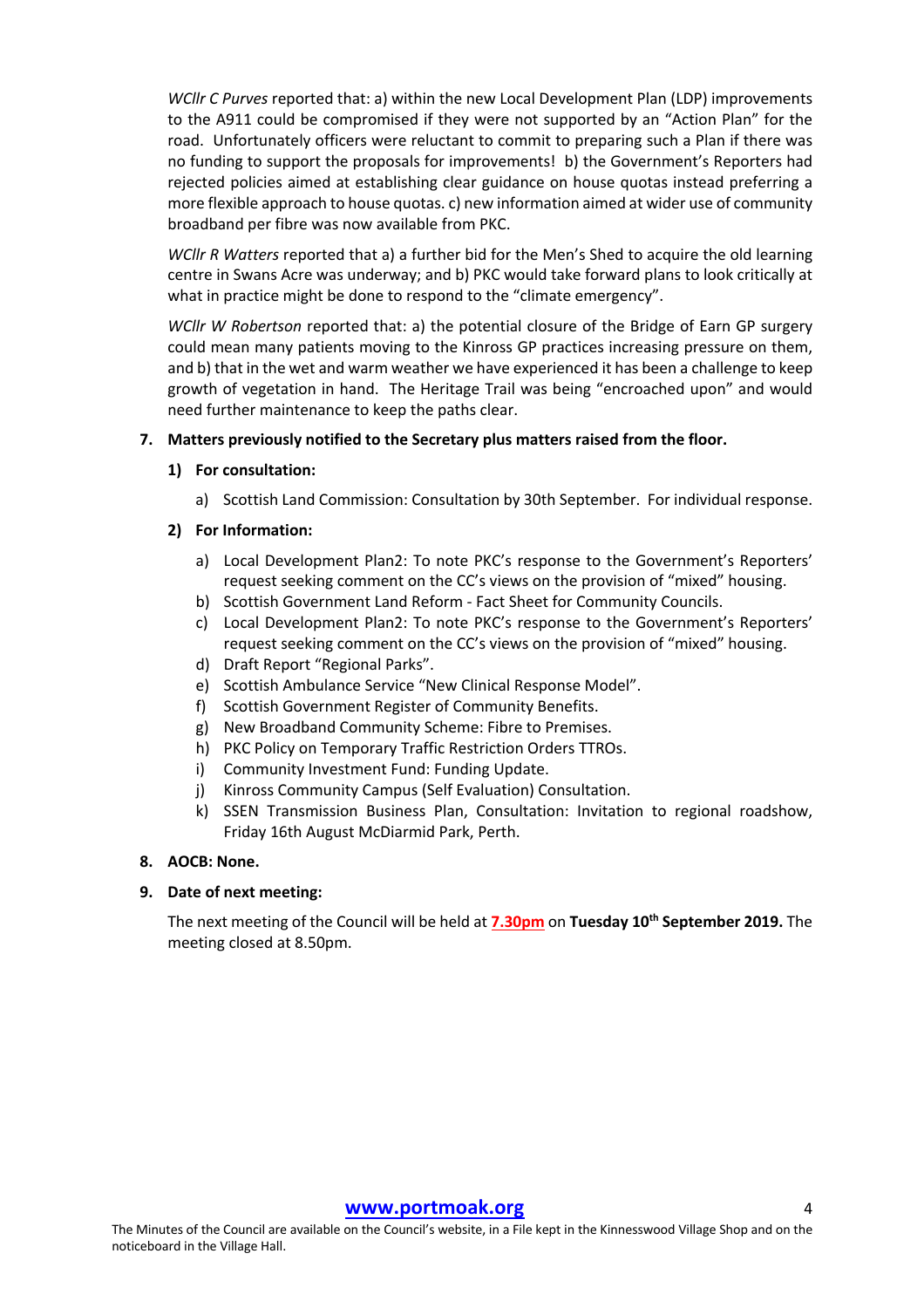*WCllr C Purves* reported that: a) within the new Local Development Plan (LDP) improvements to the A911 could be compromised if they were not supported by an "Action Plan" for the road. Unfortunately officers were reluctant to commit to preparing such a Plan if there was no funding to support the proposals for improvements! b) the Government's Reporters had rejected policies aimed at establishing clear guidance on house quotas instead preferring a more flexible approach to house quotas. c) new information aimed at wider use of community broadband per fibre was now available from PKC.

*WCllr R Watters* reported that a) a further bid for the Men's Shed to acquire the old learning centre in Swans Acre was underway; and b) PKC would take forward plans to look critically at what in practice might be done to respond to the "climate emergency".

*WCllr W Robertson* reported that: a) the potential closure of the Bridge of Earn GP surgery could mean many patients moving to the Kinross GP practices increasing pressure on them, and b) that in the wet and warm weather we have experienced it has been a challenge to keep growth of vegetation in hand. The Heritage Trail was being "encroached upon" and would need further maintenance to keep the paths clear.

**7. Matters previously notified to the Secretary plus matters raised from the floor.**

**1) For consultation:**

a) Scottish Land Commission: Consultation by 30th September. For individual response.

**2) For Information:**

a) Local Development Plan2: To note PKC's response to the Government's Reporters' request seeking comment on the CC's views on the provision of "mixed" housing.
b) Scottish Government Land Reform - Fact Sheet for Community Councils.
c) Local Development Plan2: To note PKC's response to the Government's Reporters' request seeking comment on the CC's views on the provision of "mixed" housing.
d) Draft Report "Regional Parks".
e) Scottish Ambulance Service "New Clinical Response Model".
f) Scottish Government Register of Community Benefits.
g) New Broadband Community Scheme: Fibre to Premises.
h) PKC Policy on Temporary Traffic Restriction Orders TTROs.
i) Community Investment Fund: Funding Update.
j) Kinross Community Campus (Self Evaluation) Consultation.
k) SSEN Transmission Business Plan, Consultation: Invitation to regional roadshow, Friday 16th August McDiarmid Park, Perth.

**8. AOCB: None.**

**9. Date of next meeting:**

The next meeting of the Council will be held at **7.30pm** on **Tuesday 10th September 2019.** The meeting closed at 8.50pm.

**www.portmoak.org**

The Minutes of the Council are available on the Council's website, in a File kept in the Kinnesswood Village Shop and on the noticeboard in the Village Hall.